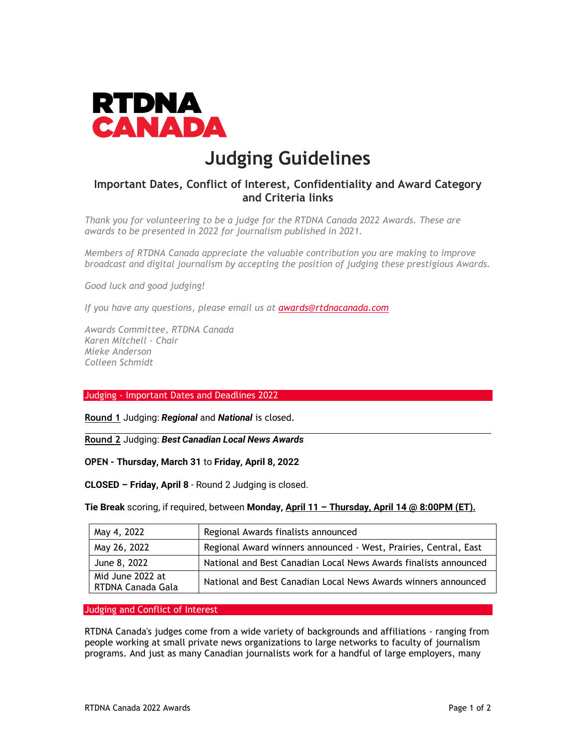RTDNA
CANADA

# Judging Guidelines

### Important Dates, Conflict of Interest, Confidentiality and Award Category and Criteria links

*Thank you for volunteering to be a judge for the RTDNA Canada 2022 Awards. These are awards to be presented in 2022 for journalism published in 2021.*

*Members of RTDNA Canada appreciate the valuable contribution you are making to improve broadcast and digital journalism by accepting the position of judging these prestigious Awards.*

*Good luck and good judging!*

*If you have any questions, please email us at [awards@rtdnacanada.com](mailto:awards@rtdnacanada.com)*

*Awards Committee, RTDNA Canada*
*Karen Mitchell - Chair*
*Mieke Anderson*
*Colleen Schmidt*

## Judging - Important Dates and Deadlines 2022

**Round 1** Judging: ***Regional*** and ***National*** is closed.

---

**Round 2** Judging: ***Best Canadian Local News Awards***

**OPEN - Thursday, March 31** to **Friday, April 8, 2022**

**CLOSED – Friday, April 8** - Round 2 Judging is closed.

**Tie Break** scoring, if required, between **Monday, April 11 – Thursday, April 14 @ 8:00PM (ET).**

| | |
|---|---|
| May 4, 2022 | Regional Awards finalists announced |
| May 26, 2022 | Regional Award winners announced - West, Prairies, Central, East |
| June 8, 2022 | National and Best Canadian Local News Awards finalists announced |
| Mid June 2022 at RTDNA Canada Gala | National and Best Canadian Local News Awards winners announced |

## Judging and Conflict of Interest

RTDNA Canada's judges come from a wide variety of backgrounds and affiliations - ranging from people working at small private news organizations to large networks to faculty of journalism programs. And just as many Canadian journalists work for a handful of large employers, many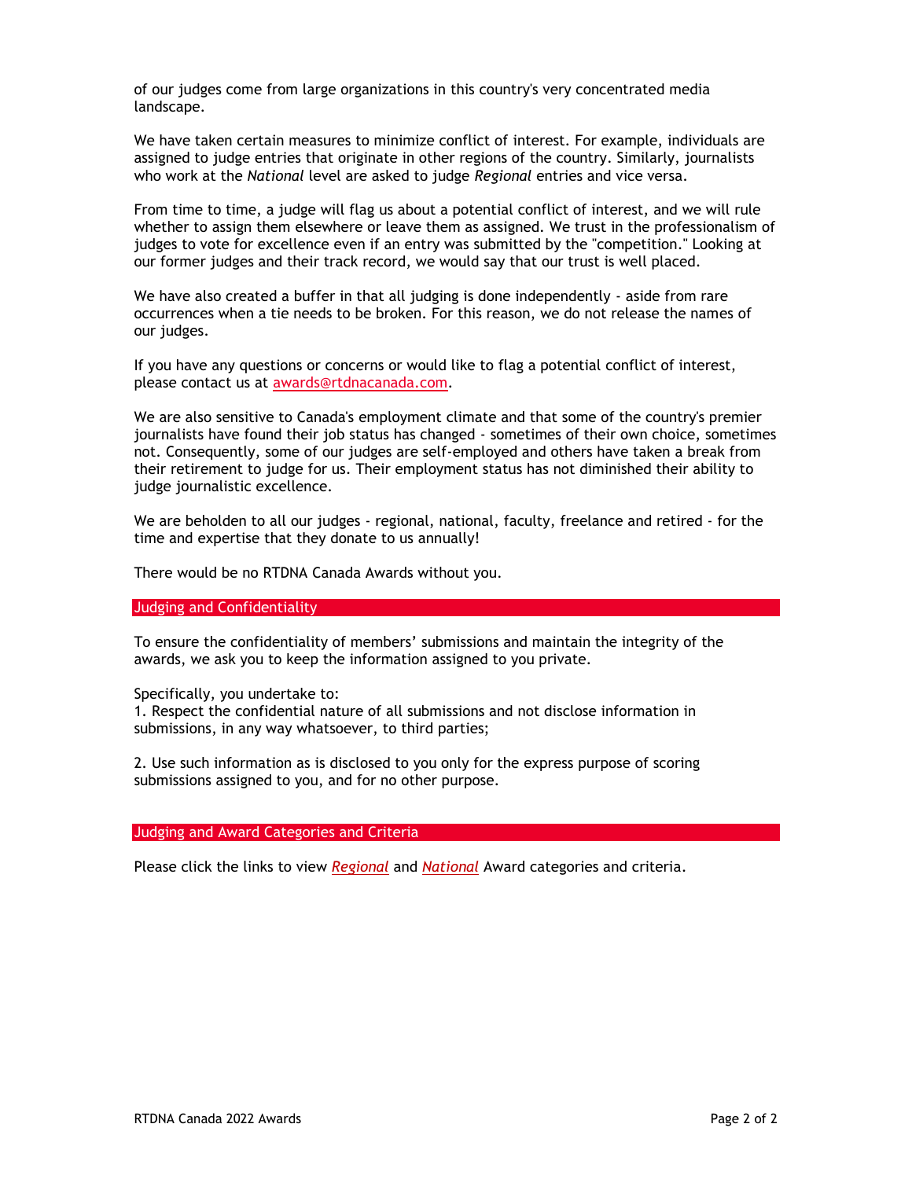of our judges come from large organizations in this country's very concentrated media landscape.

We have taken certain measures to minimize conflict of interest. For example, individuals are assigned to judge entries that originate in other regions of the country. Similarly, journalists who work at the *National* level are asked to judge *Regional* entries and vice versa.

From time to time, a judge will flag us about a potential conflict of interest, and we will rule whether to assign them elsewhere or leave them as assigned. We trust in the professionalism of judges to vote for excellence even if an entry was submitted by the "competition." Looking at our former judges and their track record, we would say that our trust is well placed.

We have also created a buffer in that all judging is done independently - aside from rare occurrences when a tie needs to be broken. For this reason, we do not release the names of our judges.

If you have any questions or concerns or would like to flag a potential conflict of interest, please contact us at awards@rtdnacanada.com.

We are also sensitive to Canada's employment climate and that some of the country's premier journalists have found their job status has changed - sometimes of their own choice, sometimes not. Consequently, some of our judges are self-employed and others have taken a break from their retirement to judge for us. Their employment status has not diminished their ability to judge journalistic excellence.

We are beholden to all our judges - regional, national, faculty, freelance and retired - for the time and expertise that they donate to us annually!

There would be no RTDNA Canada Awards without you.

## Judging and Confidentiality

To ensure the confidentiality of members' submissions and maintain the integrity of the awards, we ask you to keep the information assigned to you private.

Specifically, you undertake to:
1. Respect the confidential nature of all submissions and not disclose information in submissions, in any way whatsoever, to third parties;

2. Use such information as is disclosed to you only for the express purpose of scoring submissions assigned to you, and for no other purpose.

## Judging and Award Categories and Criteria

Please click the links to view *Regional* and *National* Award categories and criteria.